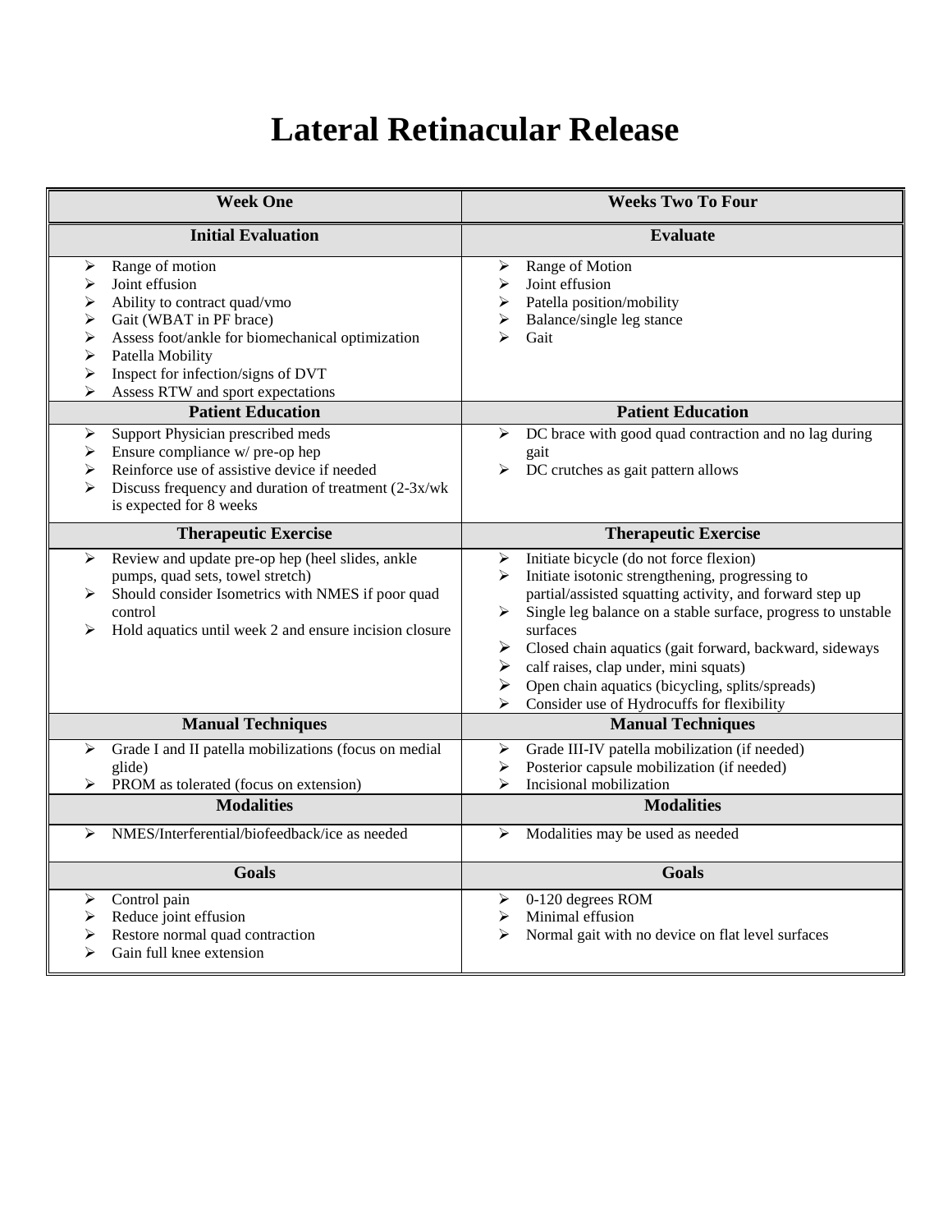# Lateral Retinacular Release

| Week One | Weeks Two To Four |
|---|---|
| **Initial Evaluation** | **Evaluate** |
| ➢ Range of motion<br>➢ Joint effusion<br>➢ Ability to contract quad/vmo<br>➢ Gait (WBAT in PF brace)<br>➢ Assess foot/ankle for biomechanical optimization<br>➢ Patella Mobility<br>➢ Inspect for infection/signs of DVT<br>➢ Assess RTW and sport expectations | ➢ Range of Motion<br>➢ Joint effusion<br>➢ Patella position/mobility<br>➢ Balance/single leg stance<br>➢ Gait |
| **Patient Education** | **Patient Education** |
| ➢ Support Physician prescribed meds<br>➢ Ensure compliance w/ pre-op hep<br>➢ Reinforce use of assistive device if needed<br>➢ Discuss frequency and duration of treatment (2-3x/wk is expected for 8 weeks | ➢ DC brace with good quad contraction and no lag during gait<br>➢ DC crutches as gait pattern allows |
| **Therapeutic Exercise** | **Therapeutic Exercise** |
| ➢ Review and update pre-op hep (heel slides, ankle pumps, quad sets, towel stretch)<br>➢ Should consider Isometrics with NMES if poor quad control<br>➢ Hold aquatics until week 2 and ensure incision closure | ➢ Initiate bicycle (do not force flexion)<br>➢ Initiate isotonic strengthening, progressing to partial/assisted squatting activity, and forward step up<br>➢ Single leg balance on a stable surface, progress to unstable surfaces<br>➢ Closed chain aquatics (gait forward, backward, sideways<br>➢ calf raises, clap under, mini squats)<br>➢ Open chain aquatics (bicycling, splits/spreads)<br>➢ Consider use of Hydrocuffs for flexibility |
| **Manual Techniques** | **Manual Techniques** |
| ➢ Grade I and II patella mobilizations (focus on medial glide)<br>➢ PROM as tolerated (focus on extension) | ➢ Grade III-IV patella mobilization (if needed)<br>➢ Posterior capsule mobilization (if needed)<br>➢ Incisional mobilization |
| **Modalities** | **Modalities** |
| ➢ NMES/Interferential/biofeedback/ice as needed | ➢ Modalities may be used as needed |
| **Goals** | **Goals** |
| ➢ Control pain<br>➢ Reduce joint effusion<br>➢ Restore normal quad contraction<br>➢ Gain full knee extension | ➢ 0-120 degrees ROM<br>➢ Minimal effusion<br>➢ Normal gait with no device on flat level surfaces |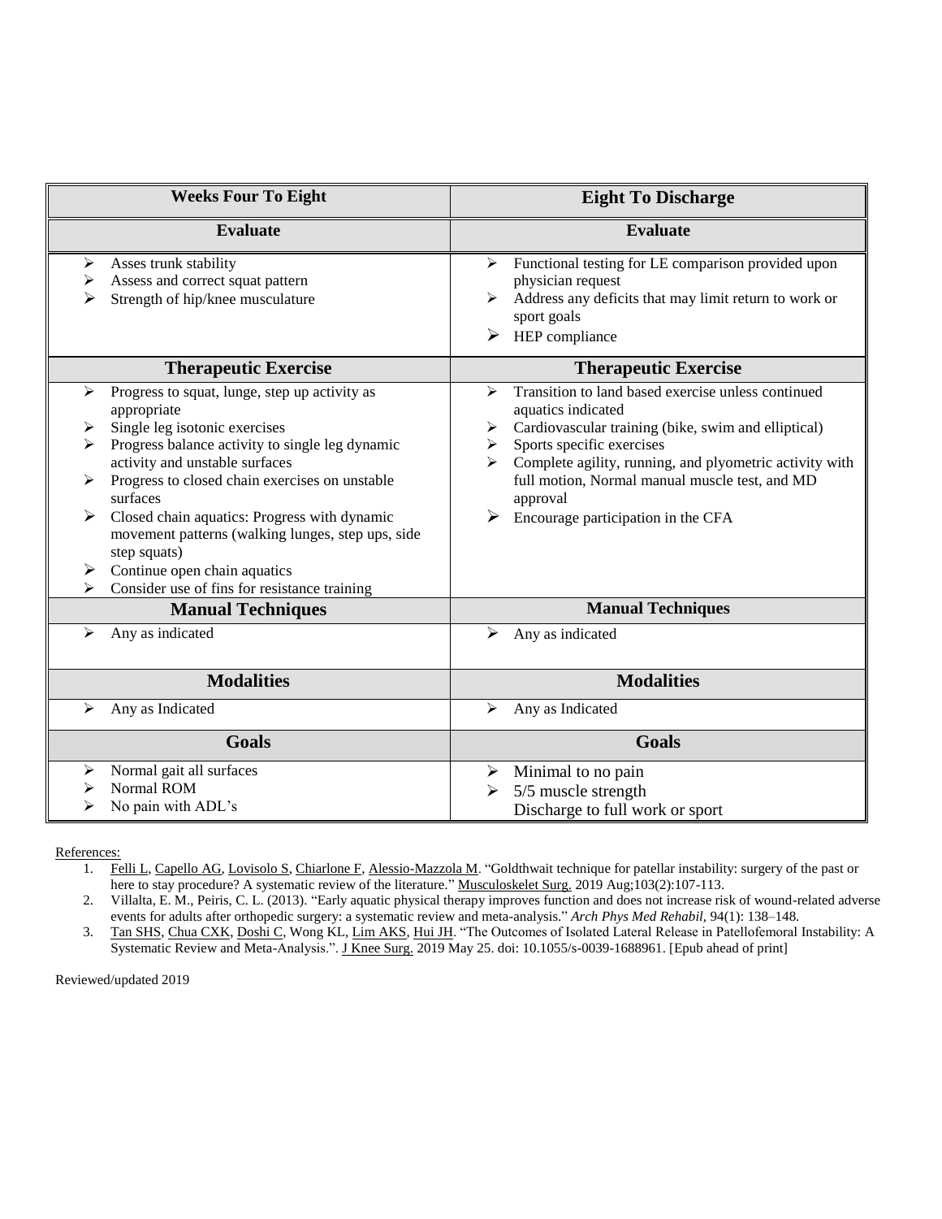| Weeks Four To Eight | Eight To Discharge |
|---|---|
| **Evaluate** | **Evaluate** |
| ➢ Asses trunk stability<br>➢ Assess and correct squat pattern<br>➢ Strength of hip/knee musculature | ➢ Functional testing for LE comparison provided upon physician request<br>➢ Address any deficits that may limit return to work or sport goals<br>➢ HEP compliance |
| **Therapeutic Exercise** | **Therapeutic Exercise** |
| ➢ Progress to squat, lunge, step up activity as appropriate<br>➢ Single leg isotonic exercises<br>➢ Progress balance activity to single leg dynamic activity and unstable surfaces<br>➢ Progress to closed chain exercises on unstable surfaces<br>➢ Closed chain aquatics: Progress with dynamic movement patterns (walking lunges, step ups, side step squats)<br>➢ Continue open chain aquatics<br>➢ Consider use of fins for resistance training | ➢ Transition to land based exercise unless continued aquatics indicated<br>➢ Cardiovascular training (bike, swim and elliptical)<br>➢ Sports specific exercises<br>➢ Complete agility, running, and plyometric activity with full motion, Normal manual muscle test, and MD approval<br>➢ Encourage participation in the CFA |
| **Manual Techniques** | **Manual Techniques** |
| ➢ Any as indicated | ➢ Any as indicated |
| **Modalities** | **Modalities** |
| ➢ Any as Indicated | ➢ Any as Indicated |
| **Goals** | **Goals** |
| ➢ Normal gait all surfaces<br>➢ Normal ROM<br>➢ No pain with ADL's | ➢ Minimal to no pain<br>➢ 5/5 muscle strength<br>Discharge to full work or sport |

References:

1. Felli L, Capello AG, Lovisolo S, Chiarlone F, Alessio-Mazzola M. "Goldthwait technique for patellar instability: surgery of the past or here to stay procedure? A systematic review of the literature." Musculoskelet Surg. 2019 Aug;103(2):107-113.
2. Villalta, E. M., Peiris, C. L. (2013). "Early aquatic physical therapy improves function and does not increase risk of wound-related adverse events for adults after orthopedic surgery: a systematic review and meta-analysis." *Arch Phys Med Rehabil*, 94(1): 138–148.
3. Tan SHS, Chua CXK, Doshi C, Wong KL, Lim AKS, Hui JH. "The Outcomes of Isolated Lateral Release in Patellofemoral Instability: A Systematic Review and Meta-Analysis.". J Knee Surg. 2019 May 25. doi: 10.1055/s-0039-1688961. [Epub ahead of print]

Reviewed/updated 2019